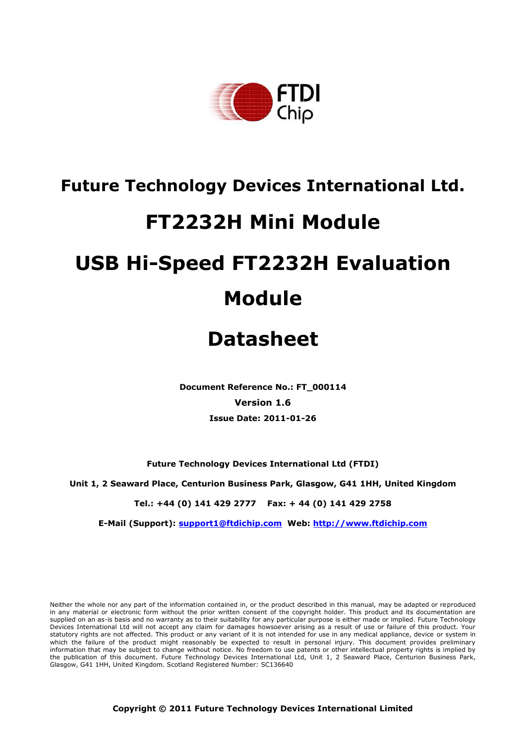# Future Technology Devices International Ltd.

# FT2232H Mini Module

# USB Hi-Speed FT2232H Evaluation Module

# Datasheet

**Document Reference No.: FT_000114**

**Version 1.6**

**Issue Date: 2011-01-26**

**Future Technology Devices International Ltd (FTDI)**

**Unit 1, 2 Seaward Place, Centurion Business Park, Glasgow, G41 1HH, United Kingdom**

**Tel.: +44 (0) 141 429 2777 Fax: + 44 (0) 141 429 2758**

**E-Mail (Support): support1@ftdichip.com Web: http://www.ftdichip.com**

Neither the whole nor any part of the information contained in, or the product described in this manual, may be adapted or reproduced in any material or electronic form without the prior written consent of the copyright holder. This product and its documentation are supplied on an as-is basis and no warranty as to their suitability for any particular purpose is either made or implied. Future Technology Devices International Ltd will not accept any claim for damages howsoever arising as a result of use or failure of this product. Your statutory rights are not affected. This product or any variant of it is not intended for use in any medical appliance, device or system in which the failure of the product might reasonably be expected to result in personal injury. This document provides preliminary information that may be subject to change without notice. No freedom to use patents or other intellectual property rights is implied by the publication of this document. Future Technology Devices International Ltd, Unit 1, 2 Seaward Place, Centurion Business Park, Glasgow, G41 1HH, United Kingdom. Scotland Registered Number: SC136640

**Copyright © 2011 Future Technology Devices International Limited**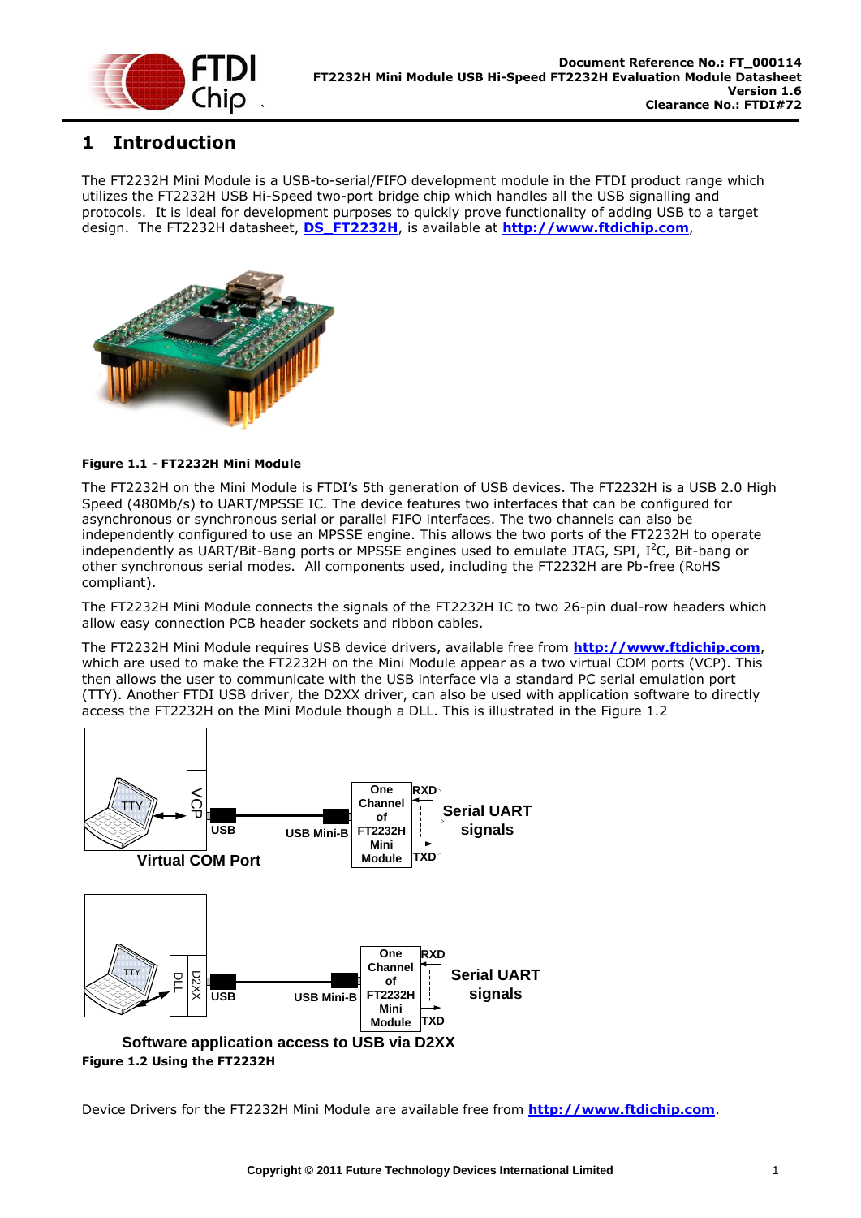# 1 Introduction

The FT2232H Mini Module is a USB-to-serial/FIFO development module in the FTDI product range which utilizes the FT2232H USB Hi-Speed two-port bridge chip which handles all the USB signalling and protocols. It is ideal for development purposes to quickly prove functionality of adding USB to a target design. The FT2232H datasheet, **DS_FT2232H**, is available at **http://www.ftdichip.com**,

**Figure 1.1 - FT2232H Mini Module**

The FT2232H on the Mini Module is FTDI's 5th generation of USB devices. The FT2232H is a USB 2.0 High Speed (480Mb/s) to UART/MPSSE IC. The device features two interfaces that can be configured for asynchronous or synchronous serial or parallel FIFO interfaces. The two channels can also be independently configured to use an MPSSE engine. This allows the two ports of the FT2232H to operate independently as UART/Bit-Bang ports or MPSSE engines used to emulate JTAG, SPI, $I^2C$, Bit-bang or other synchronous serial modes. All components used, including the FT2232H are Pb-free (RoHS compliant).

The FT2232H Mini Module connects the signals of the FT2232H IC to two 26-pin dual-row headers which allow easy connection PCB header sockets and ribbon cables.

The FT2232H Mini Module requires USB device drivers, available free from **http://www.ftdichip.com**, which are used to make the FT2232H on the Mini Module appear as a two virtual COM ports (VCP). This then allows the user to communicate with the USB interface via a standard PC serial emulation port (TTY). Another FTDI USB driver, the D2XX driver, can also be used with application software to directly access the FT2232H on the Mini Module though a DLL. This is illustrated in the Figure 1.2

**Figure 1.2 Using the FT2232H**

Device Drivers for the FT2232H Mini Module are available free from **http://www.ftdichip.com**.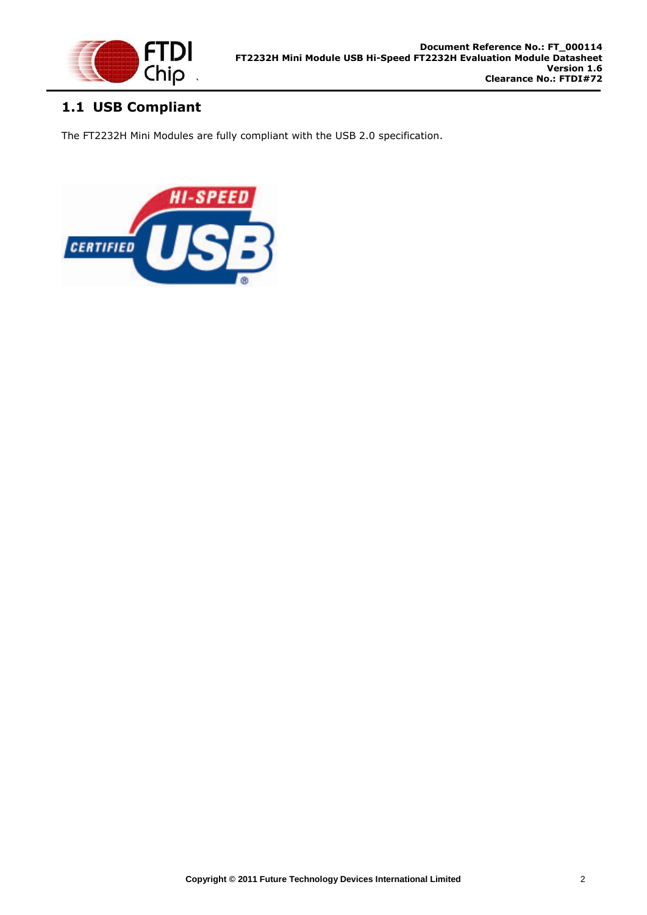## 1.1 USB Compliant

The FT2232H Mini Modules are fully compliant with the USB 2.0 specification.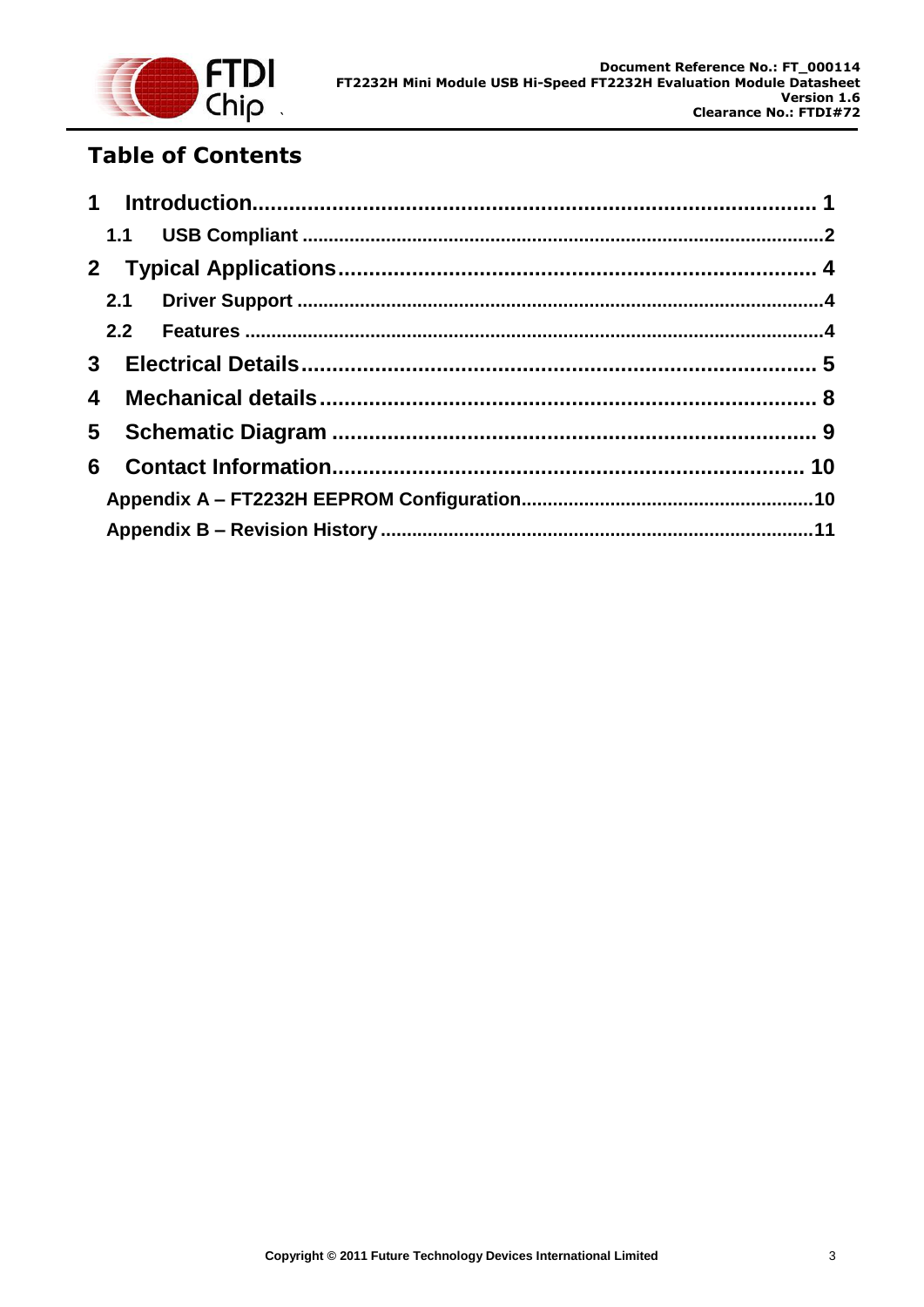# Table of Contents

1 Introduction ........................................................................................ 1

 1.1 USB Compliant .................................................................................................. 2

2 Typical Applications ........................................................................... 4

 2.1 Driver Support .................................................................................................. 4

 2.2 Features ............................................................................................................ 4

3 Electrical Details ................................................................................. 5

4 Mechanical details ............................................................................... 8

5 Schematic Diagram ............................................................................. 9

6 Contact Information ........................................................................... 10

 Appendix A – FT2232H EEPROM Configuration ....................................................... 10

 Appendix B – Revision History ................................................................................. 11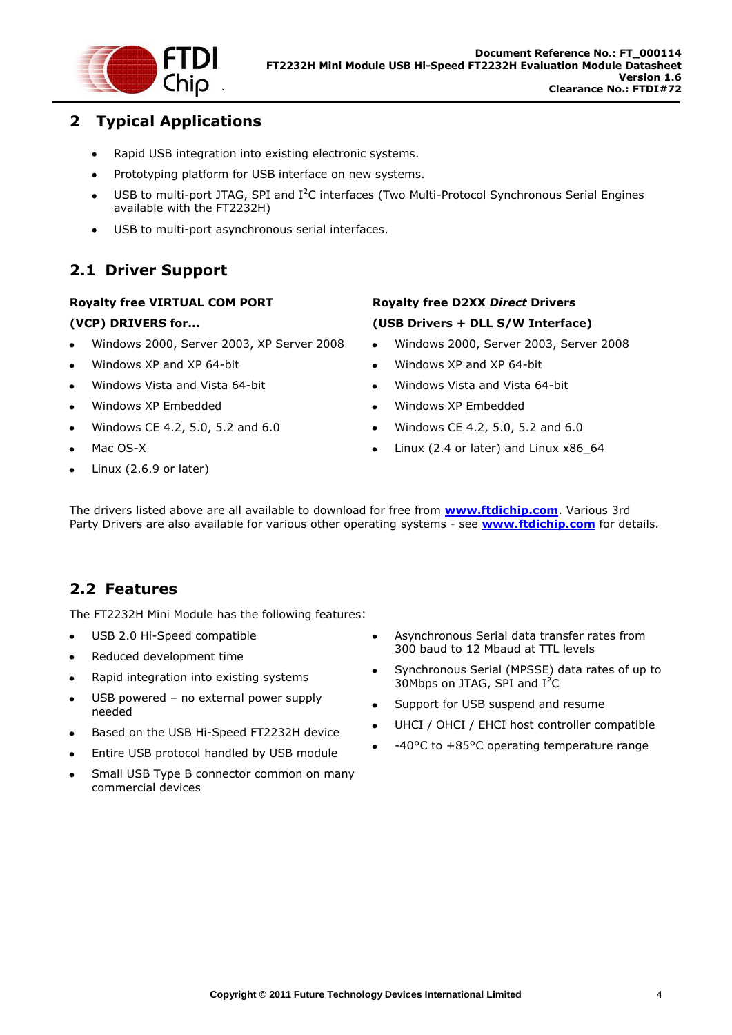# 2 Typical Applications

- Rapid USB integration into existing electronic systems.
- Prototyping platform for USB interface on new systems.
- USB to multi-port JTAG, SPI and I²C interfaces (Two Multi-Protocol Synchronous Serial Engines available with the FT2232H)
- USB to multi-port asynchronous serial interfaces.

## 2.1 Driver Support

**Royalty free VIRTUAL COM PORT (VCP) DRIVERS for...**

- Windows 2000, Server 2003, XP Server 2008
- Windows XP and XP 64-bit
- Windows Vista and Vista 64-bit
- Windows XP Embedded
- Windows CE 4.2, 5.0, 5.2 and 6.0
- Mac OS-X
- Linux (2.6.9 or later)

**Royalty free D2XX *Direct* Drivers (USB Drivers + DLL S/W Interface)**

- Windows 2000, Server 2003, Server 2008
- Windows XP and XP 64-bit
- Windows Vista and Vista 64-bit
- Windows XP Embedded
- Windows CE 4.2, 5.0, 5.2 and 6.0
- Linux (2.4 or later) and Linux x86_64

The drivers listed above are all available to download for free from **www.ftdichip.com**. Various 3rd Party Drivers are also available for various other operating systems - see **www.ftdichip.com** for details.

## 2.2 Features

The FT2232H Mini Module has the following features:

- USB 2.0 Hi-Speed compatible
- Reduced development time
- Rapid integration into existing systems
- USB powered – no external power supply needed
- Based on the USB Hi-Speed FT2232H device
- Entire USB protocol handled by USB module
- Small USB Type B connector common on many commercial devices
- Asynchronous Serial data transfer rates from 300 baud to 12 Mbaud at TTL levels
- Synchronous Serial (MPSSE) data rates of up to 30Mbps on JTAG, SPI and I²C
- Support for USB suspend and resume
- UHCI / OHCI / EHCI host controller compatible
- -40°C to +85°C operating temperature range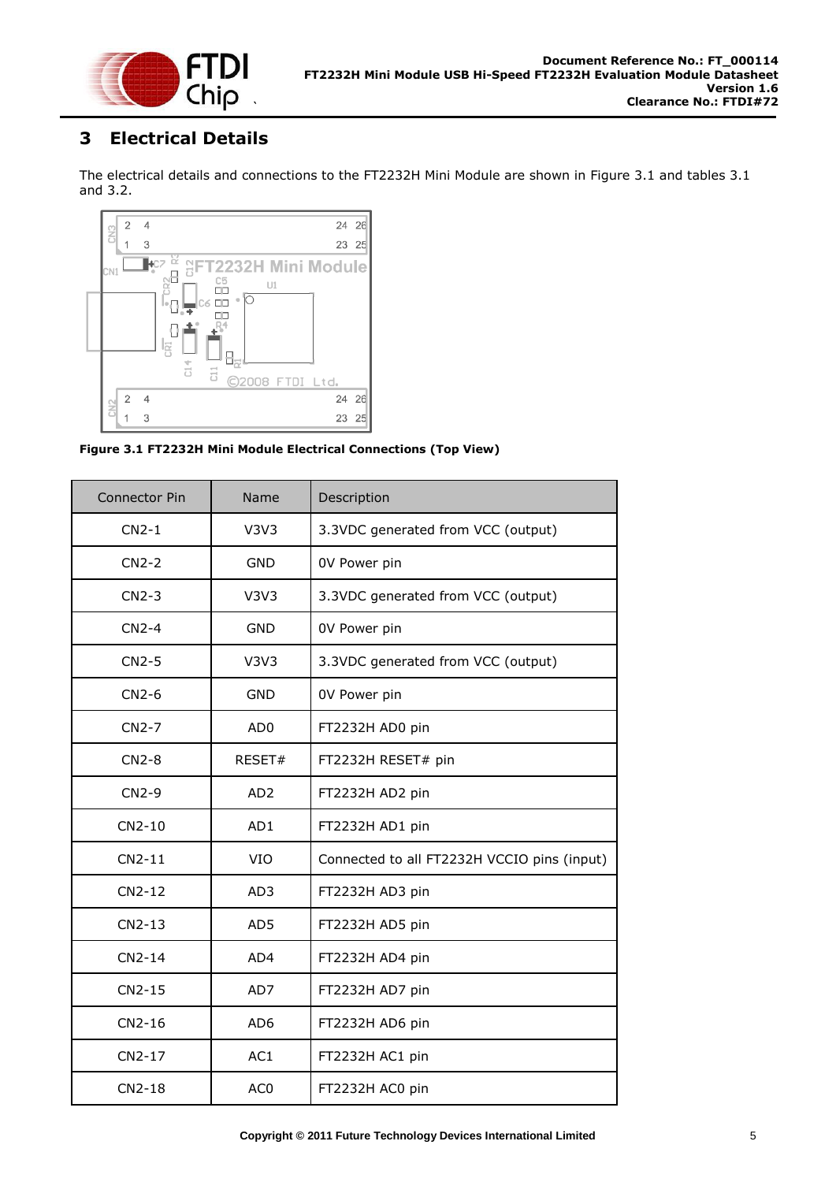# 3 Electrical Details

The electrical details and connections to the FT2232H Mini Module are shown in Figure 3.1 and tables 3.1 and 3.2.

**Figure 3.1 FT2232H Mini Module Electrical Connections (Top View)**

| Connector Pin | Name | Description |
|---|---|---|
| CN2-1 | V3V3 | 3.3VDC generated from VCC (output) |
| CN2-2 | GND | 0V Power pin |
| CN2-3 | V3V3 | 3.3VDC generated from VCC (output) |
| CN2-4 | GND | 0V Power pin |
| CN2-5 | V3V3 | 3.3VDC generated from VCC (output) |
| CN2-6 | GND | 0V Power pin |
| CN2-7 | AD0 | FT2232H AD0 pin |
| CN2-8 | RESET# | FT2232H RESET# pin |
| CN2-9 | AD2 | FT2232H AD2 pin |
| CN2-10 | AD1 | FT2232H AD1 pin |
| CN2-11 | VIO | Connected to all FT2232H VCCIO pins (input) |
| CN2-12 | AD3 | FT2232H AD3 pin |
| CN2-13 | AD5 | FT2232H AD5 pin |
| CN2-14 | AD4 | FT2232H AD4 pin |
| CN2-15 | AD7 | FT2232H AD7 pin |
| CN2-16 | AD6 | FT2232H AD6 pin |
| CN2-17 | AC1 | FT2232H AC1 pin |
| CN2-18 | AC0 | FT2232H AC0 pin |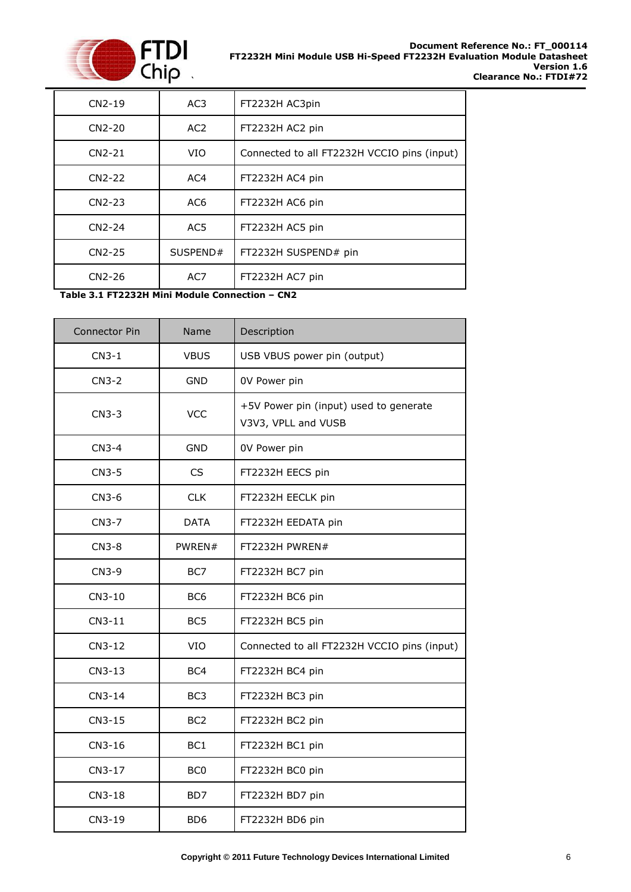| | | |
|---|---|---|
| CN2-19 | AC3 | FT2232H AC3pin |
| CN2-20 | AC2 | FT2232H AC2 pin |
| CN2-21 | VIO | Connected to all FT2232H VCCIO pins (input) |
| CN2-22 | AC4 | FT2232H AC4 pin |
| CN2-23 | AC6 | FT2232H AC6 pin |
| CN2-24 | AC5 | FT2232H AC5 pin |
| CN2-25 | SUSPEND# | FT2232H SUSPEND# pin |
| CN2-26 | AC7 | FT2232H AC7 pin |

**Table 3.1 FT2232H Mini Module Connection – CN2**

| Connector Pin | Name | Description |
|---|---|---|
| CN3-1 | VBUS | USB VBUS power pin (output) |
| CN3-2 | GND | 0V Power pin |
| CN3-3 | VCC | +5V Power pin (input) used to generate V3V3, VPLL and VUSB |
| CN3-4 | GND | 0V Power pin |
| CN3-5 | CS | FT2232H EECS pin |
| CN3-6 | CLK | FT2232H EECLK pin |
| CN3-7 | DATA | FT2232H EEDATA pin |
| CN3-8 | PWREN# | FT2232H PWREN# |
| CN3-9 | BC7 | FT2232H BC7 pin |
| CN3-10 | BC6 | FT2232H BC6 pin |
| CN3-11 | BC5 | FT2232H BC5 pin |
| CN3-12 | VIO | Connected to all FT2232H VCCIO pins (input) |
| CN3-13 | BC4 | FT2232H BC4 pin |
| CN3-14 | BC3 | FT2232H BC3 pin |
| CN3-15 | BC2 | FT2232H BC2 pin |
| CN3-16 | BC1 | FT2232H BC1 pin |
| CN3-17 | BC0 | FT2232H BC0 pin |
| CN3-18 | BD7 | FT2232H BD7 pin |
| CN3-19 | BD6 | FT2232H BD6 pin |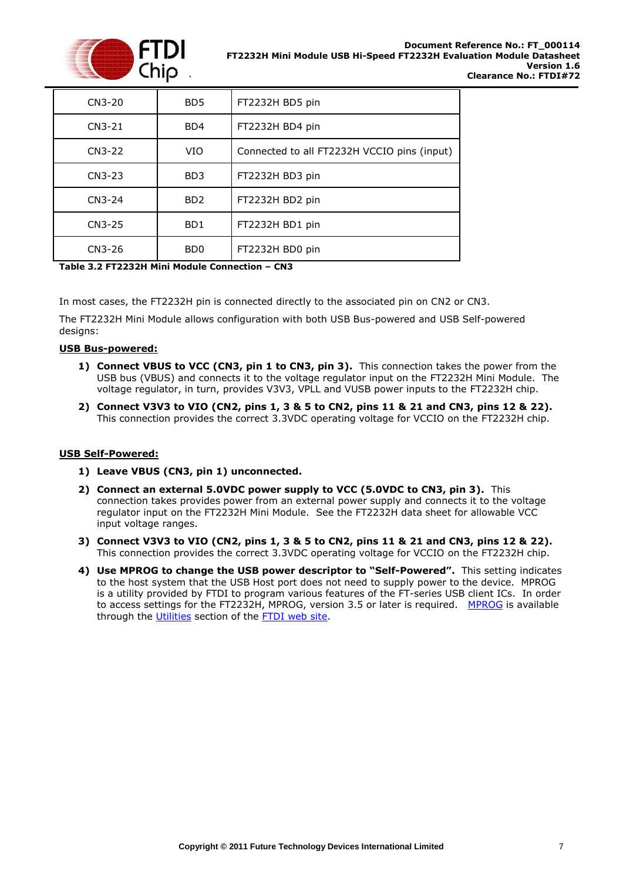| CN3-20 | BD5 | FT2232H BD5 pin |
|---|---|---|
| CN3-21 | BD4 | FT2232H BD4 pin |
| CN3-22 | VIO | Connected to all FT2232H VCCIO pins (input) |
| CN3-23 | BD3 | FT2232H BD3 pin |
| CN3-24 | BD2 | FT2232H BD2 pin |
| CN3-25 | BD1 | FT2232H BD1 pin |
| CN3-26 | BD0 | FT2232H BD0 pin |

**Table 3.2 FT2232H Mini Module Connection – CN3**

In most cases, the FT2232H pin is connected directly to the associated pin on CN2 or CN3.

The FT2232H Mini Module allows configuration with both USB Bus-powered and USB Self-powered designs:

**USB Bus-powered:**

1) **Connect VBUS to VCC (CN3, pin 1 to CN3, pin 3).** This connection takes the power from the USB bus (VBUS) and connects it to the voltage regulator input on the FT2232H Mini Module. The voltage regulator, in turn, provides V3V3, VPLL and VUSB power inputs to the FT2232H chip.
2) **Connect V3V3 to VIO (CN2, pins 1, 3 & 5 to CN2, pins 11 & 21 and CN3, pins 12 & 22).** This connection provides the correct 3.3VDC operating voltage for VCCIO on the FT2232H chip.

**USB Self-Powered:**

1) **Leave VBUS (CN3, pin 1) unconnected.**
2) **Connect an external 5.0VDC power supply to VCC (5.0VDC to CN3, pin 3).** This connection takes provides power from an external power supply and connects it to the voltage regulator input on the FT2232H Mini Module. See the FT2232H data sheet for allowable VCC input voltage ranges.
3) **Connect V3V3 to VIO (CN2, pins 1, 3 & 5 to CN2, pins 11 & 21 and CN3, pins 12 & 22).** This connection provides the correct 3.3VDC operating voltage for VCCIO on the FT2232H chip.
4) **Use MPROG to change the USB power descriptor to "Self-Powered".** This setting indicates to the host system that the USB Host port does not need to supply power to the device. MPROG is a utility provided by FTDI to program various features of the FT-series USB client ICs. In order to access settings for the FT2232H, MPROG, version 3.5 or later is required. MPROG is available through the Utilities section of the FTDI web site.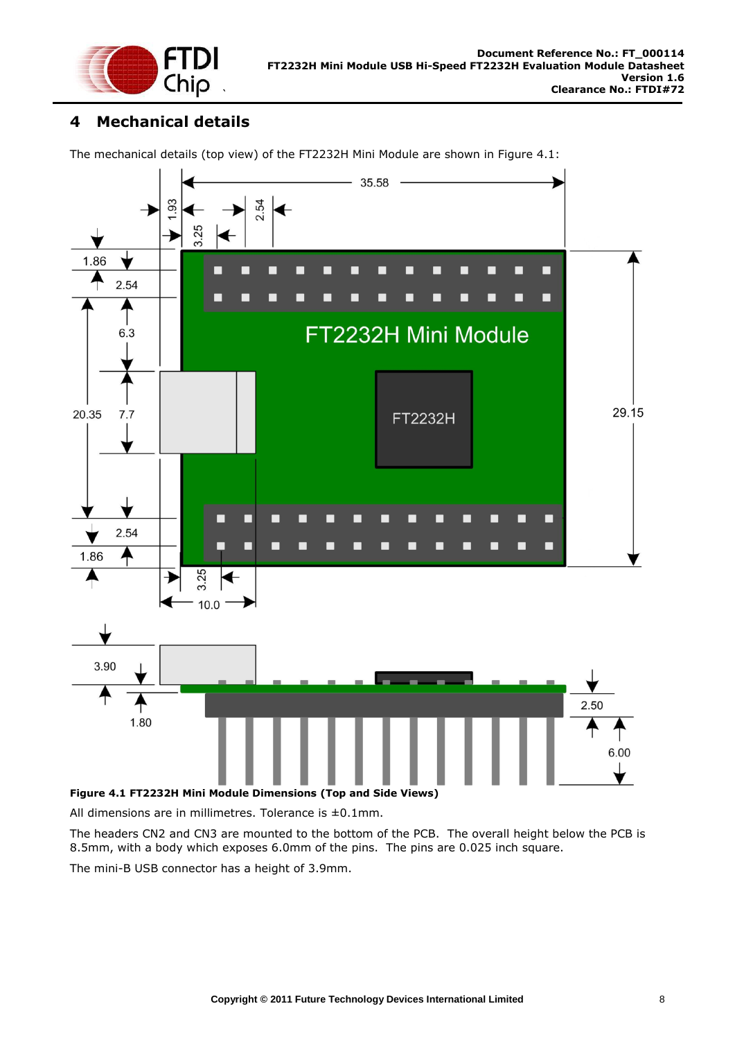# 4 Mechanical details

The mechanical details (top view) of the FT2232H Mini Module are shown in Figure 4.1:

**Figure 4.1 FT2232H Mini Module Dimensions (Top and Side Views)**

All dimensions are in millimetres. Tolerance is ±0.1mm.

The headers CN2 and CN3 are mounted to the bottom of the PCB. The overall height below the PCB is 8.5mm, with a body which exposes 6.0mm of the pins. The pins are 0.025 inch square.

The mini-B USB connector has a height of 3.9mm.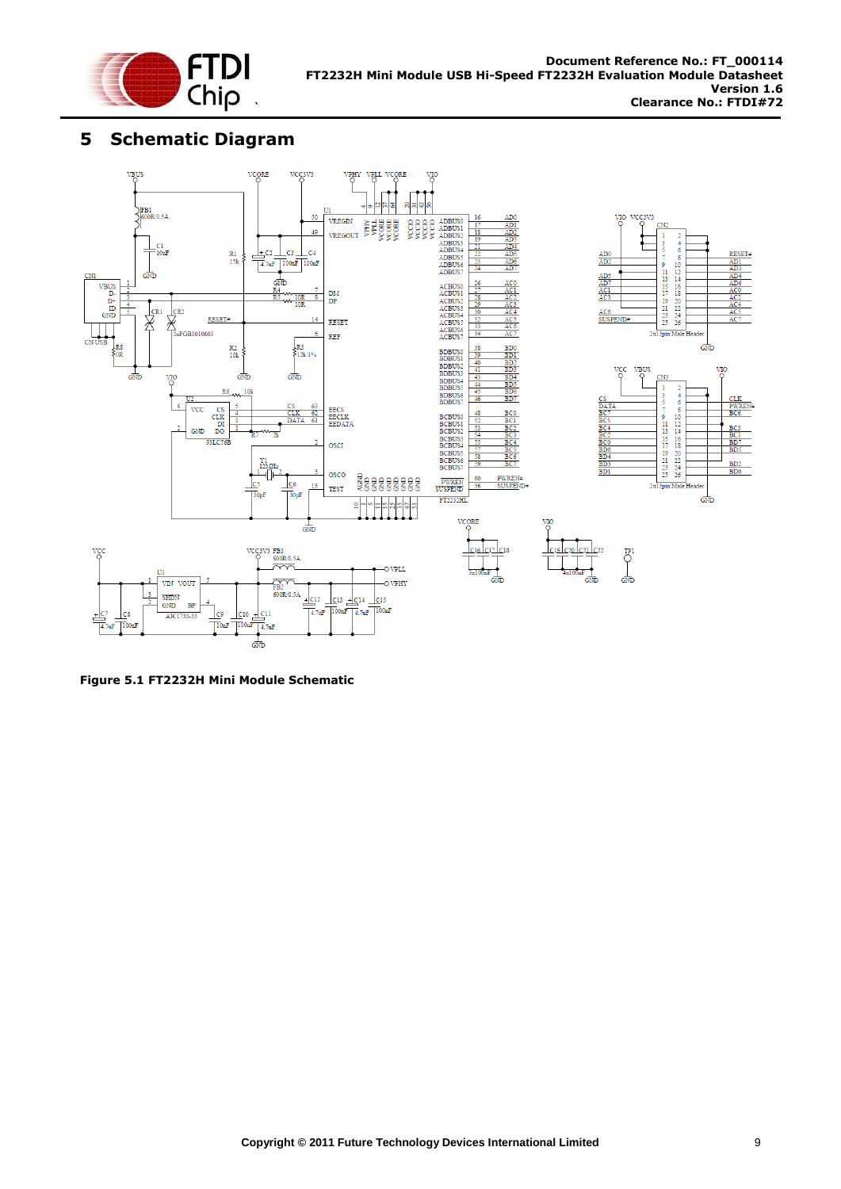# 5 Schematic Diagram

**Figure 5.1 FT2232H Mini Module Schematic**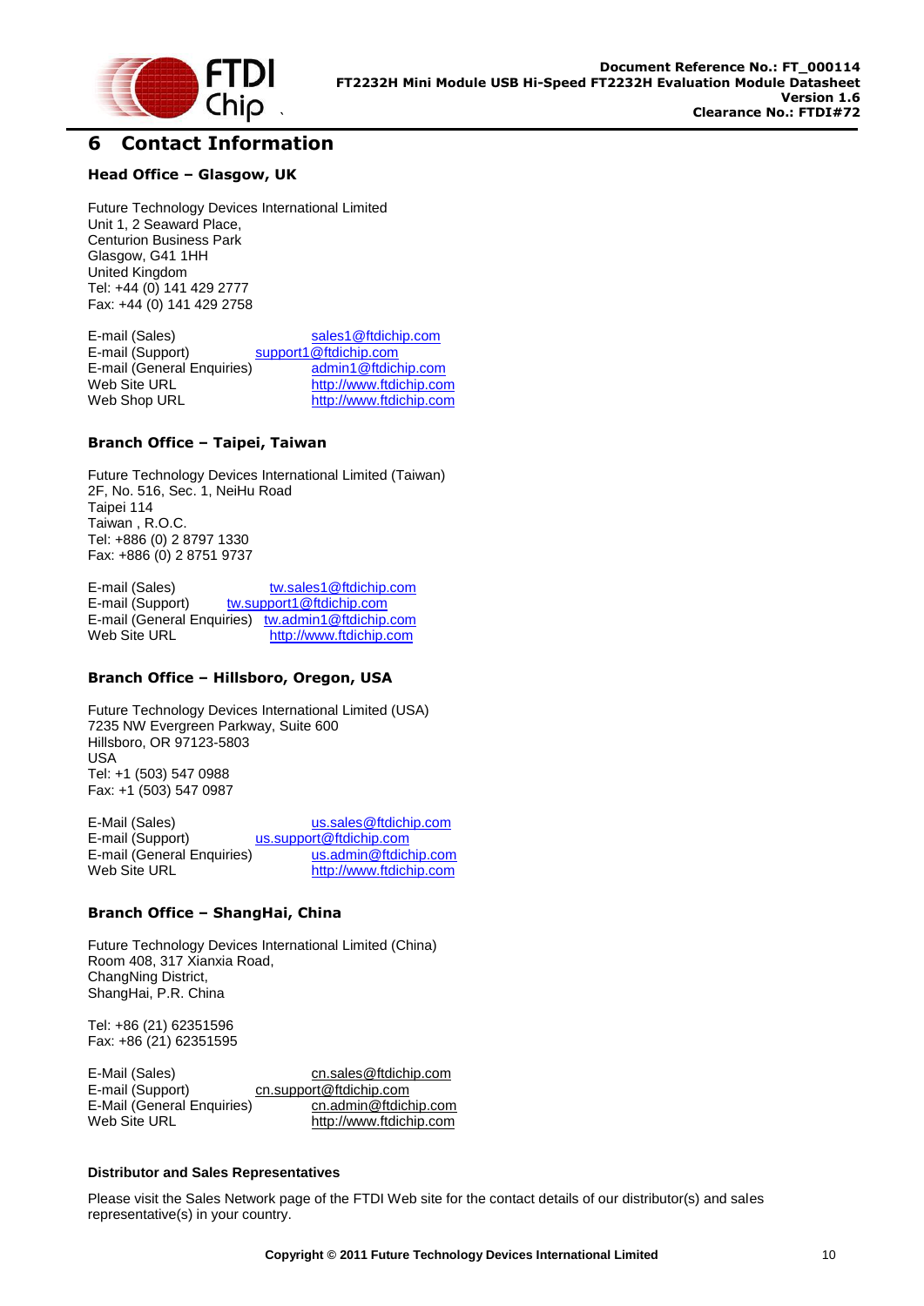# 6 Contact Information

### Head Office – Glasgow, UK

Future Technology Devices International Limited
Unit 1, 2 Seaward Place,
Centurion Business Park
Glasgow, G41 1HH
United Kingdom
Tel: +44 (0) 141 429 2777
Fax: +44 (0) 141 429 2758

| | |
|---|---|
| E-mail (Sales) | sales1@ftdichip.com |
| E-mail (Support) | support1@ftdichip.com |
| E-mail (General Enquiries) | admin1@ftdichip.com |
| Web Site URL | http://www.ftdichip.com |
| Web Shop URL | http://www.ftdichip.com |

### Branch Office – Taipei, Taiwan

Future Technology Devices International Limited (Taiwan)
2F, No. 516, Sec. 1, NeiHu Road
Taipei 114
Taiwan , R.O.C.
Tel: +886 (0) 2 8797 1330
Fax: +886 (0) 2 8751 9737

| | |
|---|---|
| E-mail (Sales) | tw.sales1@ftdichip.com |
| E-mail (Support) | tw.support1@ftdichip.com |
| E-mail (General Enquiries) | tw.admin1@ftdichip.com |
| Web Site URL | http://www.ftdichip.com |

### Branch Office – Hillsboro, Oregon, USA

Future Technology Devices International Limited (USA)
7235 NW Evergreen Parkway, Suite 600
Hillsboro, OR 97123-5803
USA
Tel: +1 (503) 547 0988
Fax: +1 (503) 547 0987

| | |
|---|---|
| E-Mail (Sales) | us.sales@ftdichip.com |
| E-mail (Support) | us.support@ftdichip.com |
| E-mail (General Enquiries) | us.admin@ftdichip.com |
| Web Site URL | http://www.ftdichip.com |

### Branch Office – ShangHai, China

Future Technology Devices International Limited (China)
Room 408, 317 Xianxia Road,
ChangNing District,
ShangHai, P.R. China

Tel: +86 (21) 62351596
Fax: +86 (21) 62351595

| | |
|---|---|
| E-Mail (Sales) | cn.sales@ftdichip.com |
| E-mail (Support) | cn.support@ftdichip.com |
| E-Mail (General Enquiries) | cn.admin@ftdichip.com |
| Web Site URL | http://www.ftdichip.com |

**Distributor and Sales Representatives**

Please visit the Sales Network page of the FTDI Web site for the contact details of our distributor(s) and sales representative(s) in your country.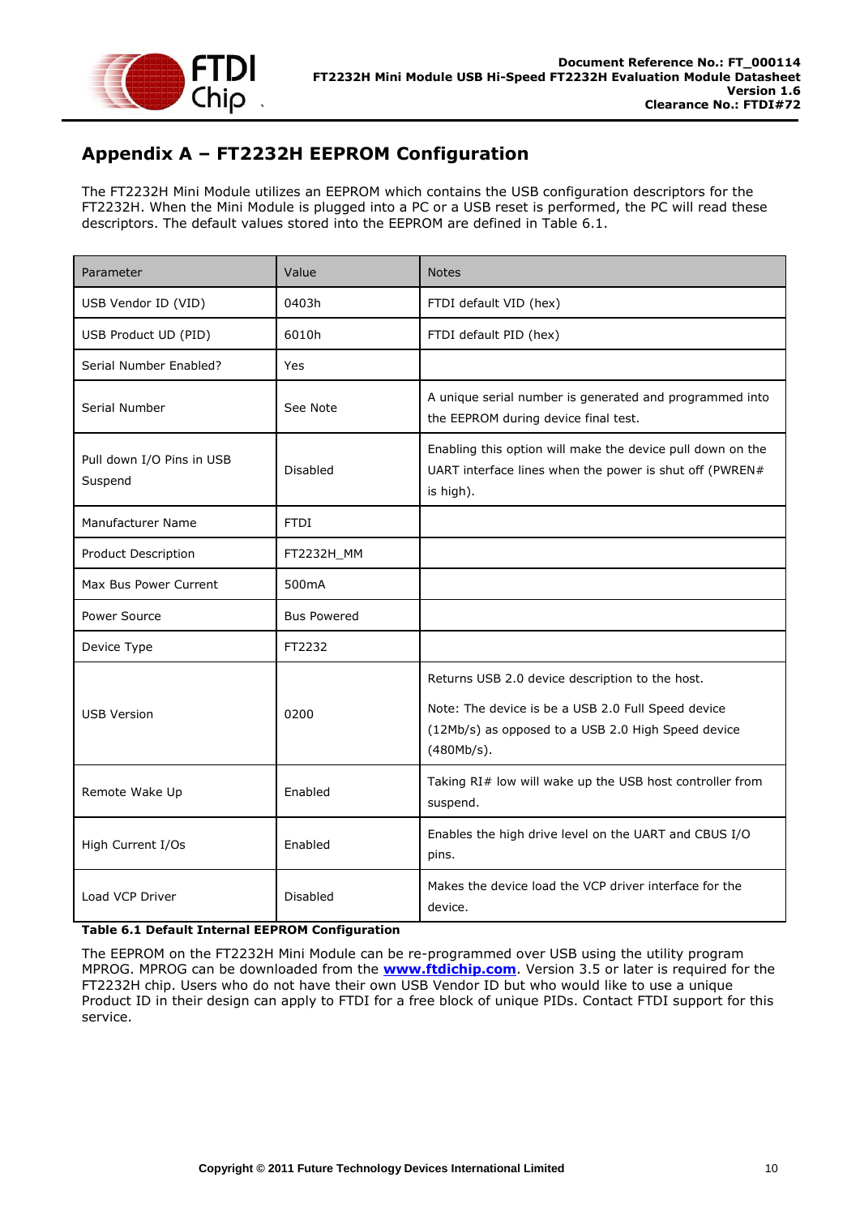# Appendix A – FT2232H EEPROM Configuration

The FT2232H Mini Module utilizes an EEPROM which contains the USB configuration descriptors for the FT2232H. When the Mini Module is plugged into a PC or a USB reset is performed, the PC will read these descriptors. The default values stored into the EEPROM are defined in Table 6.1.

| Parameter | Value | Notes |
|---|---|---|
| USB Vendor ID (VID) | 0403h | FTDI default VID (hex) |
| USB Product UD (PID) | 6010h | FTDI default PID (hex) |
| Serial Number Enabled? | Yes | |
| Serial Number | See Note | A unique serial number is generated and programmed into the EEPROM during device final test. |
| Pull down I/O Pins in USB Suspend | Disabled | Enabling this option will make the device pull down on the UART interface lines when the power is shut off (PWREN# is high). |
| Manufacturer Name | FTDI | |
| Product Description | FT2232H_MM | |
| Max Bus Power Current | 500mA | |
| Power Source | Bus Powered | |
| Device Type | FT2232 | |
| USB Version | 0200 | Returns USB 2.0 device description to the host. Note: The device is be a USB 2.0 Full Speed device (12Mb/s) as opposed to a USB 2.0 High Speed device (480Mb/s). |
| Remote Wake Up | Enabled | Taking RI# low will wake up the USB host controller from suspend. |
| High Current I/Os | Enabled | Enables the high drive level on the UART and CBUS I/O pins. |
| Load VCP Driver | Disabled | Makes the device load the VCP driver interface for the device. |

**Table 6.1 Default Internal EEPROM Configuration**

The EEPROM on the FT2232H Mini Module can be re-programmed over USB using the utility program MPROG. MPROG can be downloaded from the **www.ftdichip.com**. Version 3.5 or later is required for the FT2232H chip. Users who do not have their own USB Vendor ID but who would like to use a unique Product ID in their design can apply to FTDI for a free block of unique PIDs. Contact FTDI support for this service.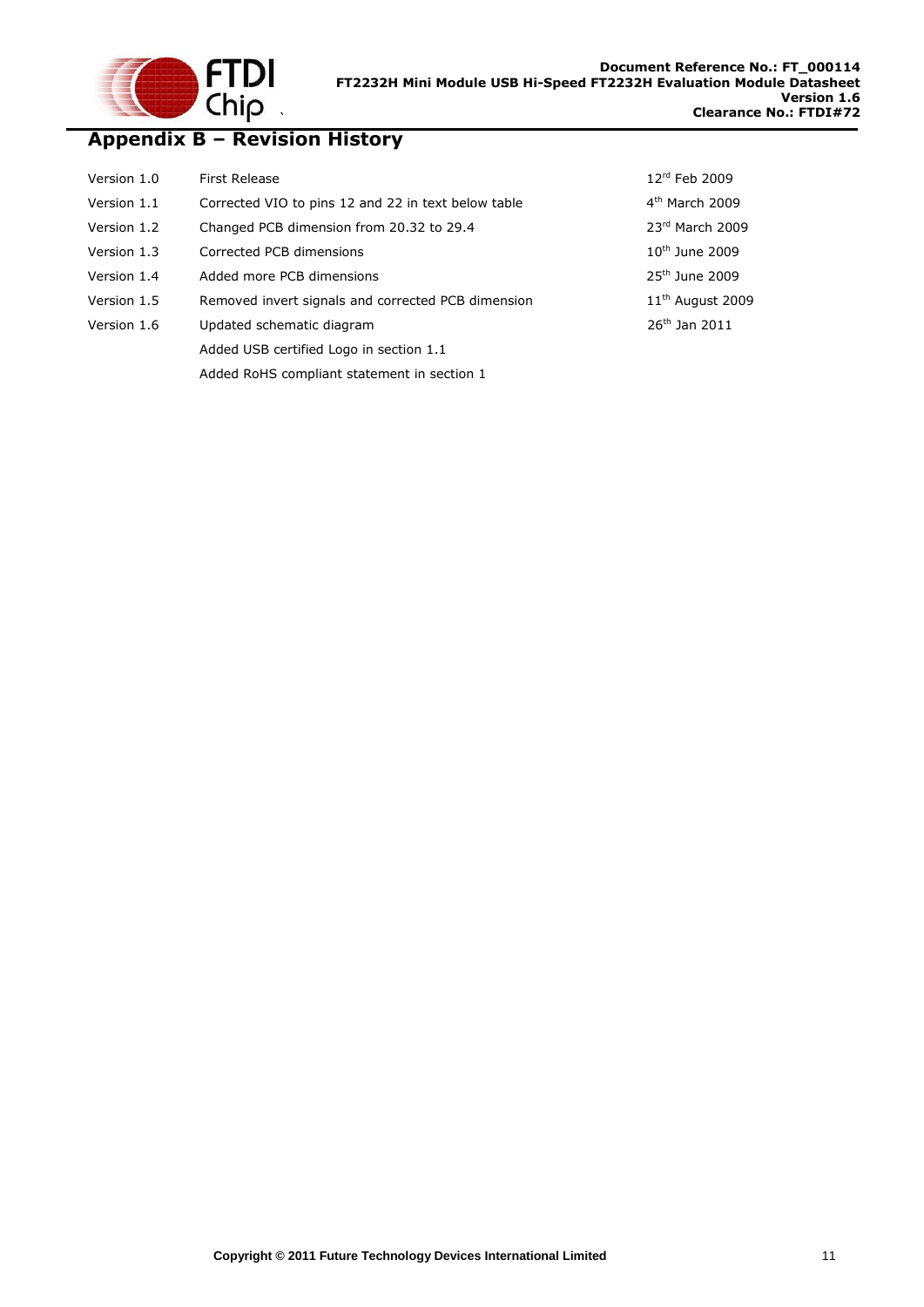# Appendix B – Revision History

| | | |
|---|---|---|
| Version 1.0 | First Release | 12rd Feb 2009 |
| Version 1.1 | Corrected VIO to pins 12 and 22 in text below table | 4th March 2009 |
| Version 1.2 | Changed PCB dimension from 20.32 to 29.4 | 23rd March 2009 |
| Version 1.3 | Corrected PCB dimensions | 10th June 2009 |
| Version 1.4 | Added more PCB dimensions | 25th June 2009 |
| Version 1.5 | Removed invert signals and corrected PCB dimension | 11th August 2009 |
| Version 1.6 | Updated schematic diagram | 26th Jan 2011 |
| | Added USB certified Logo in section 1.1 | |
| | Added RoHS compliant statement in section 1 | |